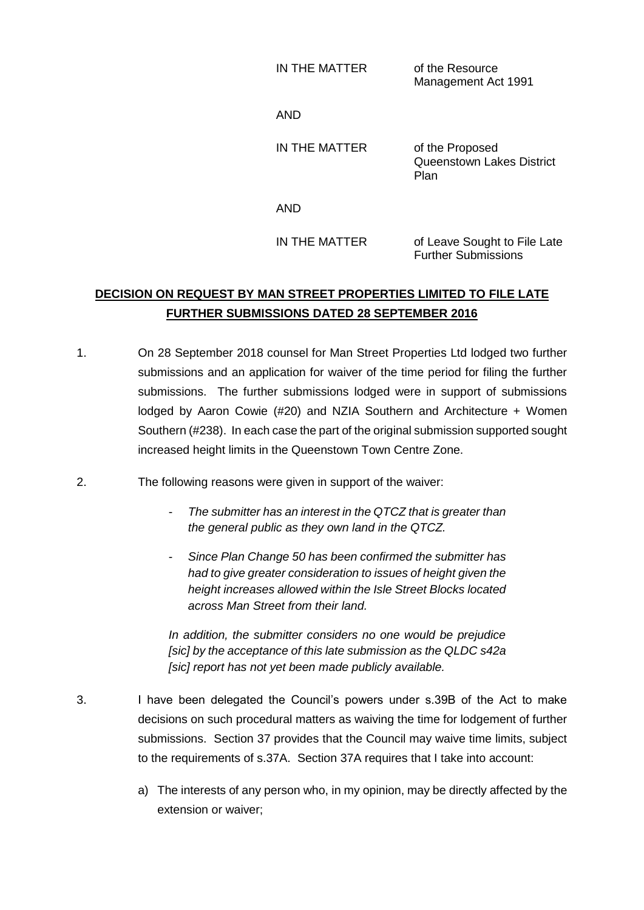IN THE MATTER of the Resource Management Act 1991

AND

IN THE MATTER of the Proposed Queenstown Lakes District Plan

AND

IN THE MATTER of Leave Sought to File Late Further Submissions

**DECISION ON REQUEST BY MAN STREET PROPERTIES LIMITED TO FILE LATE FURTHER SUBMISSIONS DATED 28 SEPTEMBER 2016**

1. On 28 September 2018 counsel for Man Street Properties Ltd lodged two further submissions and an application for waiver of the time period for filing the further submissions. The further submissions lodged were in support of submissions lodged by Aaron Cowie (#20) and NZIA Southern and Architecture + Women Southern (#238). In each case the part of the original submission supported sought increased height limits in the Queenstown Town Centre Zone.

2. The following reasons were given in support of the waiver:

   - *The submitter has an interest in the QTCZ that is greater than the general public as they own land in the QTCZ.*
   - *Since Plan Change 50 has been confirmed the submitter has had to give greater consideration to issues of height given the height increases allowed within the Isle Street Blocks located across Man Street from their land.*

   *In addition, the submitter considers no one would be prejudice [sic] by the acceptance of this late submission as the QLDC s42a [sic] report has not yet been made publicly available.*

3. I have been delegated the Council's powers under s.39B of the Act to make decisions on such procedural matters as waiving the time for lodgement of further submissions. Section 37 provides that the Council may waive time limits, subject to the requirements of s.37A. Section 37A requires that I take into account:

   a) The interests of any person who, in my opinion, may be directly affected by the extension or waiver;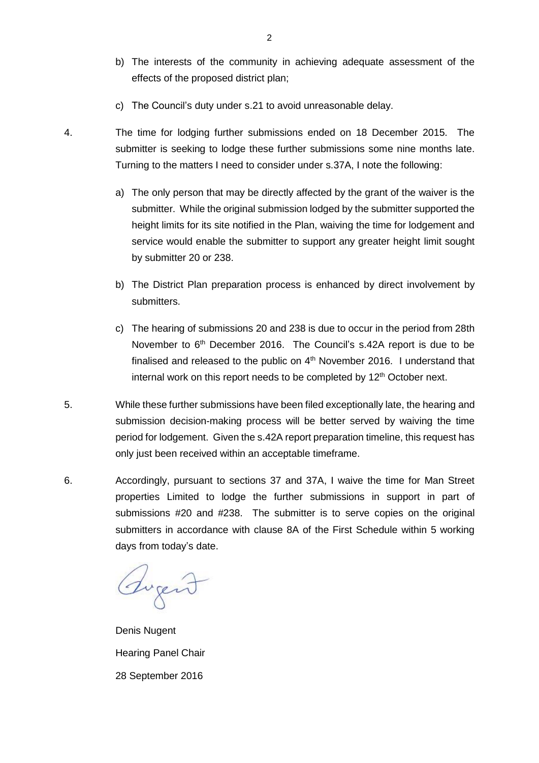b) The interests of the community in achieving adequate assessment of the effects of the proposed district plan;

c) The Council's duty under s.21 to avoid unreasonable delay.

4. The time for lodging further submissions ended on 18 December 2015. The submitter is seeking to lodge these further submissions some nine months late. Turning to the matters I need to consider under s.37A, I note the following:

   a) The only person that may be directly affected by the grant of the waiver is the submitter. While the original submission lodged by the submitter supported the height limits for its site notified in the Plan, waiving the time for lodgement and service would enable the submitter to support any greater height limit sought by submitter 20 or 238.

   b) The District Plan preparation process is enhanced by direct involvement by submitters.

   c) The hearing of submissions 20 and 238 is due to occur in the period from 28th November to 6th December 2016. The Council's s.42A report is due to be finalised and released to the public on 4th November 2016. I understand that internal work on this report needs to be completed by 12th October next.

5. While these further submissions have been filed exceptionally late, the hearing and submission decision-making process will be better served by waiving the time period for lodgement. Given the s.42A report preparation timeline, this request has only just been received within an acceptable timeframe.

6. Accordingly, pursuant to sections 37 and 37A, I waive the time for Man Street properties Limited to lodge the further submissions in support in part of submissions #20 and #238. The submitter is to serve copies on the original submitters in accordance with clause 8A of the First Schedule within 5 working days from today's date.

Denis Nugent

Hearing Panel Chair

28 September 2016